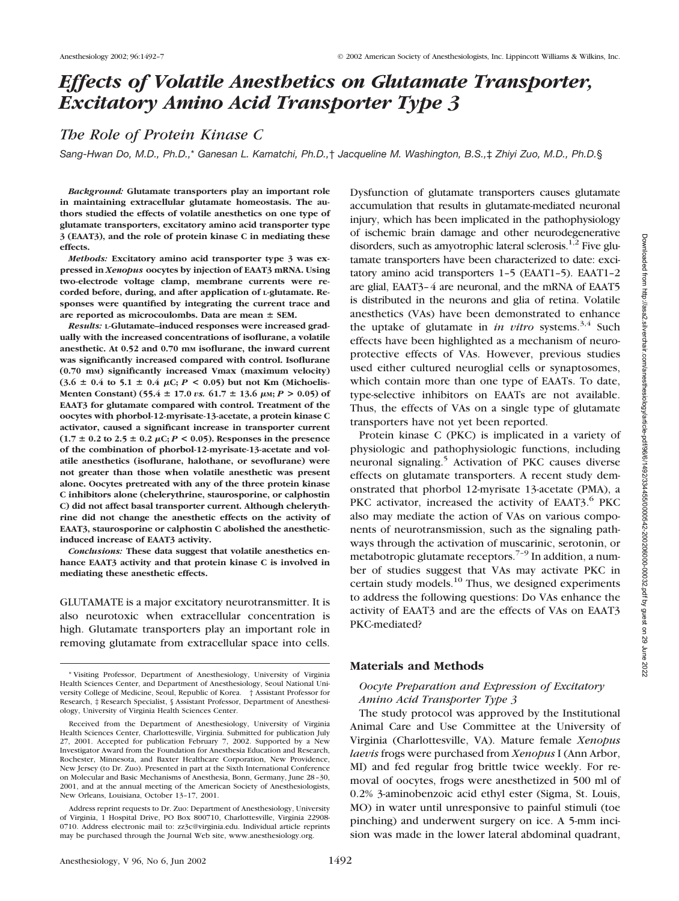# *Effects of Volatile Anesthetics on Glutamate Transporter, Excitatory Amino Acid Transporter Type 3*

## *The Role of Protein Kinase C*

*Sang-Hwan Do, M.D., Ph.D.,\* Ganesan L. Kamatchi, Ph.D.,† Jacqueline M. Washington, B.S.,‡ Zhiyi Zuo, M.D., Ph.D.§*

***Background:*** **Glutamate transporters play an important role in maintaining extracellular glutamate homeostasis. The authors studied the effects of volatile anesthetics on one type of glutamate transporters, excitatory amino acid transporter type 3 (EAAT3), and the role of protein kinase C in mediating these effects.**

***Methods:*** **Excitatory amino acid transporter type 3 was expressed in *Xenopus* oocytes by injection of EAAT3 mRNA. Using two-electrode voltage clamp, membrane currents were recorded before, during, and after application of L-glutamate. Responses were quantified by integrating the current trace and are reported as microcoulombs. Data are mean ± SEM.**

***Results:*** **L-Glutamate–induced responses were increased gradually with the increased concentrations of isoflurane, a volatile anesthetic. At 0.52 and 0.70 mM isoflurane, the inward current was significantly increased compared with control. Isoflurane (0.70 mM) significantly increased Vmax (maximum velocity) (3.6 ± 0.4 to 5.1 ± 0.4 μC; $P < 0.05$) but not Km (Michoelis-Menten Constant) (55.4 ± 17.0 *vs.* 61.7 ± 13.6 μM; $P > 0.05$) of EAAT3 for glutamate compared with control. Treatment of the oocytes with phorbol-12-myrisate-13-acetate, a protein kinase C activator, caused a significant increase in transporter current (1.7 ± 0.2 to 2.5 ± 0.2 μC; $P < 0.05$). Responses in the presence of the combination of phorbol-12-myrisate-13-acetate and volatile anesthetics (isoflurane, halothane, or sevoflurane) were not greater than those when volatile anesthetic was present alone. Oocytes pretreated with any of the three protein kinase C inhibitors alone (chelerythrine, staurosporine, or calphostin C) did not affect basal transporter current. Although chelerythrine did not change the anesthetic effects on the activity of EAAT3, staurosporine or calphostin C abolished the anesthetic-induced increase of EAAT3 activity.**

***Conclusions:*** **These data suggest that volatile anesthetics enhance EAAT3 activity and that protein kinase C is involved in mediating these anesthetic effects.**

GLUTAMATE is a major excitatory neurotransmitter. It is also neurotoxic when extracellular concentration is high. Glutamate transporters play an important role in removing glutamate from extracellular space into cells. Dysfunction of glutamate transporters causes glutamate accumulation that results in glutamate-mediated neuronal injury, which has been implicated in the pathophysiology of ischemic brain damage and other neurodegenerative disorders, such as amyotrophic lateral sclerosis.[1,2] Five glutamate transporters have been characterized to date: excitatory amino acid transporters 1–5 (EAAT1–5). EAAT1–2 are glial, EAAT3–4 are neuronal, and the mRNA of EAAT5 is distributed in the neurons and glia of retina. Volatile anesthetics (VAs) have been demonstrated to enhance the uptake of glutamate in *in vitro* systems.[3,4] Such effects have been highlighted as a mechanism of neuroprotective effects of VAs. However, previous studies used either cultured neuroglial cells or synaptosomes, which contain more than one type of EAATs. To date, type-selective inhibitors on EAATs are not available. Thus, the effects of VAs on a single type of glutamate transporters have not yet been reported.

Protein kinase C (PKC) is implicated in a variety of physiologic and pathophysiologic functions, including neuronal signaling.[5] Activation of PKC causes diverse effects on glutamate transporters. A recent study demonstrated that phorbol 12-myrisate 13-acetate (PMA), a PKC activator, increased the activity of EAAT3.[6] PKC also may mediate the action of VAs on various components of neurotransmission, such as the signaling pathways through the activation of muscarinic, serotonin, or metabotropic glutamate receptors.[7–9] In addition, a number of studies suggest that VAs may activate PKC in certain study models.[10] Thus, we designed experiments to address the following questions: Do VAs enhance the activity of EAAT3 and are the effects of VAs on EAAT3 PKC-mediated?

## Materials and Methods

### *Oocyte Preparation and Expression of Excitatory Amino Acid Transporter Type 3*

The study protocol was approved by the Institutional Animal Care and Use Committee at the University of Virginia (Charlottesville, VA). Mature female *Xenopus laevis* frogs were purchased from *Xenopus* I (Ann Arbor, MI) and fed regular frog brittle twice weekly. For removal of oocytes, frogs were anesthetized in 500 ml of 0.2% 3-aminobenzoic acid ethyl ester (Sigma, St. Louis, MO) in water until unresponsive to painful stimuli (toe pinching) and underwent surgery on ice. A 5-mm incision was made in the lower lateral abdominal quadrant,

---

\* Visiting Professor, Department of Anesthesiology, University of Virginia Health Sciences Center, and Department of Anesthesiology, Seoul National University College of Medicine, Seoul, Republic of Korea. † Assistant Professor for Research, ‡ Research Specialist, § Assistant Professor, Department of Anesthesiology, University of Virginia Health Sciences Center.

Received from the Department of Anesthesiology, University of Virginia Health Sciences Center, Charlottesville, Virginia. Submitted for publication July 27, 2001. Accepted for publication February 7, 2002. Supported by a New Investigator Award from the Foundation for Anesthesia Education and Research, Rochester, Minnesota, and Baxter Healthcare Corporation, New Providence, New Jersey (to Dr. Zuo). Presented in part at the Sixth International Conference on Molecular and Basic Mechanisms of Anesthesia, Bonn, Germany, June 28–30, 2001, and at the annual meeting of the American Society of Anesthesiologists, New Orleans, Louisiana, October 13–17, 2001.

Address reprint requests to Dr. Zuo: Department of Anesthesiology, University of Virginia, 1 Hospital Drive, PO Box 800710, Charlottesville, Virginia 22908-0710. Address electronic mail to: zz3c@virginia.edu. Individual article reprints may be purchased through the Journal Web site, www.anesthesiology.org.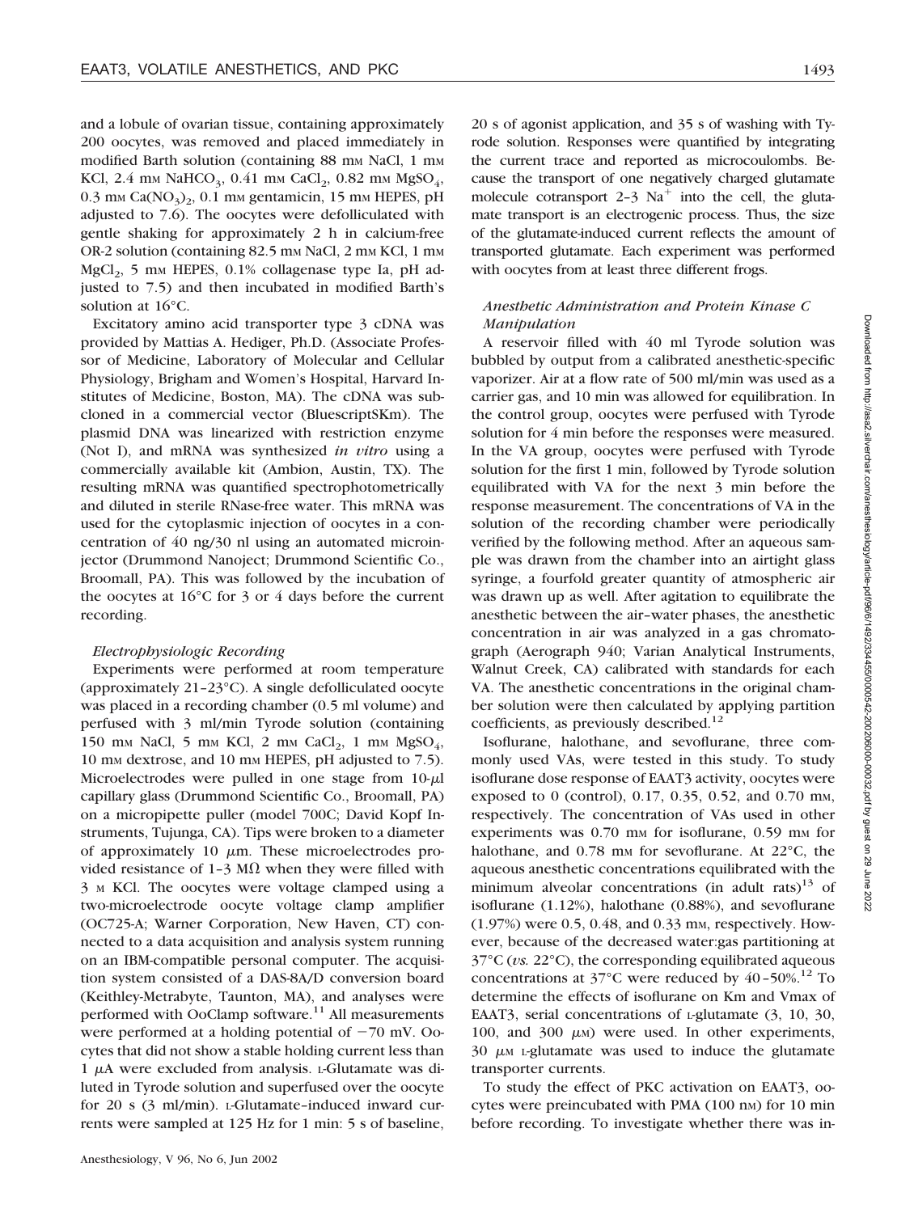and a lobule of ovarian tissue, containing approximately 200 oocytes, was removed and placed immediately in modified Barth solution (containing 88 mM NaCl, 1 mM KCl, 2.4 mM $NaHCO_3$, 0.41 mM $CaCl_2$, 0.82 mM $MgSO_4$, 0.3 mM $Ca(NO_3)_2$, 0.1 mM gentamicin, 15 mM HEPES, pH adjusted to 7.6). The oocytes were defolliculated with gentle shaking for approximately 2 h in calcium-free OR-2 solution (containing 82.5 mM NaCl, 2 mM KCl, 1 mM $MgCl_2$, 5 mM HEPES, 0.1% collagenase type Ia, pH adjusted to 7.5) and then incubated in modified Barth's solution at 16°C.

Excitatory amino acid transporter type 3 cDNA was provided by Mattias A. Hediger, Ph.D. (Associate Professor of Medicine, Laboratory of Molecular and Cellular Physiology, Brigham and Women's Hospital, Harvard Institutes of Medicine, Boston, MA). The cDNA was subcloned in a commercial vector (BluescriptSKm). The plasmid DNA was linearized with restriction enzyme (Not I), and mRNA was synthesized *in vitro* using a commercially available kit (Ambion, Austin, TX). The resulting mRNA was quantified spectrophotometrically and diluted in sterile RNase-free water. This mRNA was used for the cytoplasmic injection of oocytes in a concentration of 40 ng/30 nl using an automated microinjector (Drummond Nanoject; Drummond Scientific Co., Broomall, PA). This was followed by the incubation of the oocytes at 16°C for 3 or 4 days before the current recording.

### *Electrophysiologic Recording*

Experiments were performed at room temperature (approximately 21–23°C). A single defolliculated oocyte was placed in a recording chamber (0.5 ml volume) and perfused with 3 ml/min Tyrode solution (containing 150 mM NaCl, 5 mM KCl, 2 mM $CaCl_2$, 1 mM $MgSO_4$, 10 mM dextrose, and 10 mM HEPES, pH adjusted to 7.5). Microelectrodes were pulled in one stage from 10-μl capillary glass (Drummond Scientific Co., Broomall, PA) on a micropipette puller (model 700C; David Kopf Instruments, Tujunga, CA). Tips were broken to a diameter of approximately 10 μm. These microelectrodes provided resistance of 1–3 MΩ when they were filled with 3 M KCl. The oocytes were voltage clamped using a two-microelectrode oocyte voltage clamp amplifier (OC725-A; Warner Corporation, New Haven, CT) connected to a data acquisition and analysis system running on an IBM-compatible personal computer. The acquisition system consisted of a DAS-8A/D conversion board (Keithley-Metrabyte, Taunton, MA), and analyses were performed with OoClamp software.[11] All measurements were performed at a holding potential of −70 mV. Oocytes that did not show a stable holding current less than 1 μA were excluded from analysis. L-Glutamate was diluted in Tyrode solution and superfused over the oocyte for 20 s (3 ml/min). L-Glutamate–induced inward currents were sampled at 125 Hz for 1 min: 5 s of baseline, 20 s of agonist application, and 35 s of washing with Tyrode solution. Responses were quantified by integrating the current trace and reported as microcoulombs. Because the transport of one negatively charged glutamate molecule cotransport 2–3 $Na^+$ into the cell, the glutamate transport is an electrogenic process. Thus, the size of the glutamate-induced current reflects the amount of transported glutamate. Each experiment was performed with oocytes from at least three different frogs.

### *Anesthetic Administration and Protein Kinase C Manipulation*

A reservoir filled with 40 ml Tyrode solution was bubbled by output from a calibrated anesthetic-specific vaporizer. Air at a flow rate of 500 ml/min was used as a carrier gas, and 10 min was allowed for equilibration. In the control group, oocytes were perfused with Tyrode solution for 4 min before the responses were measured. In the VA group, oocytes were perfused with Tyrode solution for the first 1 min, followed by Tyrode solution equilibrated with VA for the next 3 min before the response measurement. The concentrations of VA in the solution of the recording chamber were periodically verified by the following method. After an aqueous sample was drawn from the chamber into an airtight glass syringe, a fourfold greater quantity of atmospheric air was drawn up as well. After agitation to equilibrate the anesthetic between the air–water phases, the anesthetic concentration in air was analyzed in a gas chromatograph (Aerograph 940; Varian Analytical Instruments, Walnut Creek, CA) calibrated with standards for each VA. The anesthetic concentrations in the original chamber solution were then calculated by applying partition coefficients, as previously described.[12]

Isoflurane, halothane, and sevoflurane, three commonly used VAs, were tested in this study. To study isoflurane dose response of EAAT3 activity, oocytes were exposed to 0 (control), 0.17, 0.35, 0.52, and 0.70 mM, respectively. The concentration of VAs used in other experiments was 0.70 mM for isoflurane, 0.59 mM for halothane, and 0.78 mM for sevoflurane. At 22°C, the aqueous anesthetic concentrations equilibrated with the minimum alveolar concentrations (in adult rats)[13] of isoflurane (1.12%), halothane (0.88%), and sevoflurane (1.97%) were 0.5, 0.48, and 0.33 mM, respectively. However, because of the decreased water:gas partitioning at 37°C (*vs.* 22°C), the corresponding equilibrated aqueous concentrations at 37°C were reduced by 40–50%.[12] To determine the effects of isoflurane on Km and Vmax of EAAT3, serial concentrations of L-glutamate (3, 10, 30, 100, and 300 μM) were used. In other experiments, 30 μM L-glutamate was used to induce the glutamate transporter currents.

To study the effect of PKC activation on EAAT3, oocytes were preincubated with PMA (100 nM) for 10 min before recording. To investigate whether there was in-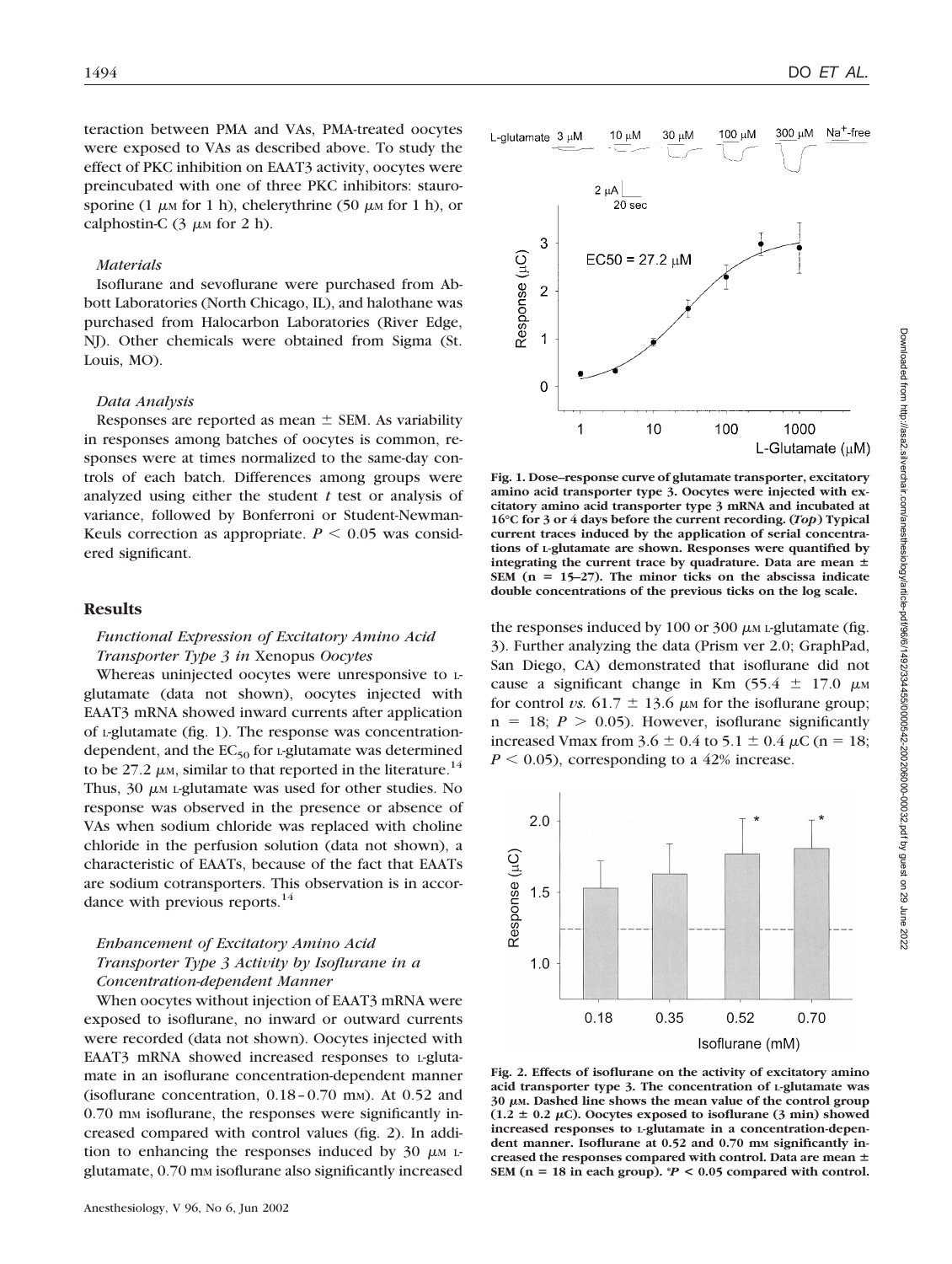teraction between PMA and VAs, PMA-treated oocytes were exposed to VAs as described above. To study the effect of PKC inhibition on EAAT3 activity, oocytes were preincubated with one of three PKC inhibitors: staurosporine (1 $\mu$M for 1 h), chelerythrine (50 $\mu$M for 1 h), or calphostin-C (3 $\mu$M for 2 h).

### *Materials*

Isoflurane and sevoflurane were purchased from Abbott Laboratories (North Chicago, IL), and halothane was purchased from Halocarbon Laboratories (River Edge, NJ). Other chemicals were obtained from Sigma (St. Louis, MO).

### *Data Analysis*

Responses are reported as mean ± SEM. As variability in responses among batches of oocytes is common, responses were at times normalized to the same-day controls of each batch. Differences among groups were analyzed using either the student *t* test or analysis of variance, followed by Bonferroni or Student-Newman-Keuls correction as appropriate. $P < 0.05$ was considered significant.

## Results

### *Functional Expression of Excitatory Amino Acid Transporter Type 3 in* Xenopus *Oocytes*

Whereas uninjected oocytes were unresponsive to L-glutamate (data not shown), oocytes injected with EAAT3 mRNA showed inward currents after application of L-glutamate (fig. 1). The response was concentration-dependent, and the $EC_{50}$ for L-glutamate was determined to be 27.2 $\mu$M, similar to that reported in the literature.[14] Thus, 30 $\mu$M L-glutamate was used for other studies. No response was observed in the presence or absence of VAs when sodium chloride was replaced with choline chloride in the perfusion solution (data not shown), a characteristic of EAATs, because of the fact that EAATs are sodium cotransporters. This observation is in accordance with previous reports.[14]

### *Enhancement of Excitatory Amino Acid Transporter Type 3 Activity by Isoflurane in a Concentration-dependent Manner*

When oocytes without injection of EAAT3 mRNA were exposed to isoflurane, no inward or outward currents were recorded (data not shown). Oocytes injected with EAAT3 mRNA showed increased responses to L-glutamate in an isoflurane concentration-dependent manner (isoflurane concentration, 0.18–0.70 mM). At 0.52 and 0.70 mM isoflurane, the responses were significantly increased compared with control values (fig. 2). In addition to enhancing the responses induced by 30 $\mu$M L-glutamate, 0.70 mM isoflurane also significantly increased the responses induced by 100 or 300 $\mu$M L-glutamate (fig. 3). Further analyzing the data (Prism ver 2.0; GraphPad, San Diego, CA) demonstrated that isoflurane did not cause a significant change in Km (55.4 ± 17.0 $\mu$M for control *vs.* 61.7 ± 13.6 $\mu$M for the isoflurane group; n = 18; $P > 0.05$). However, isoflurane significantly increased Vmax from 3.6 ± 0.4 to 5.1 ± 0.4 $\mu$C (n = 18; $P < 0.05$), corresponding to a 42% increase.

**Fig. 1. Dose–response curve of glutamate transporter, excitatory amino acid transporter type 3. Oocytes were injected with excitatory amino acid transporter type 3 mRNA and incubated at 16°C for 3 or 4 days before the current recording. (*Top*) Typical current traces induced by the application of serial concentrations of L-glutamate are shown. Responses were quantified by integrating the current trace by quadrature. Data are mean ± SEM (n = 15–27). The minor ticks on the abscissa indicate double concentrations of the previous ticks on the log scale.**

**Fig. 2. Effects of isoflurane on the activity of excitatory amino acid transporter type 3. The concentration of L-glutamate was 30 $\mu$M. Dashed line shows the mean value of the control group (1.2 ± 0.2 $\mu$C). Oocytes exposed to isoflurane (3 min) showed increased responses to L-glutamate in a concentration-dependent manner. Isoflurane at 0.52 and 0.70 mM significantly increased the responses compared with control. Data are mean ± SEM (n = 18 in each group). \*$P < 0.05$ compared with control.**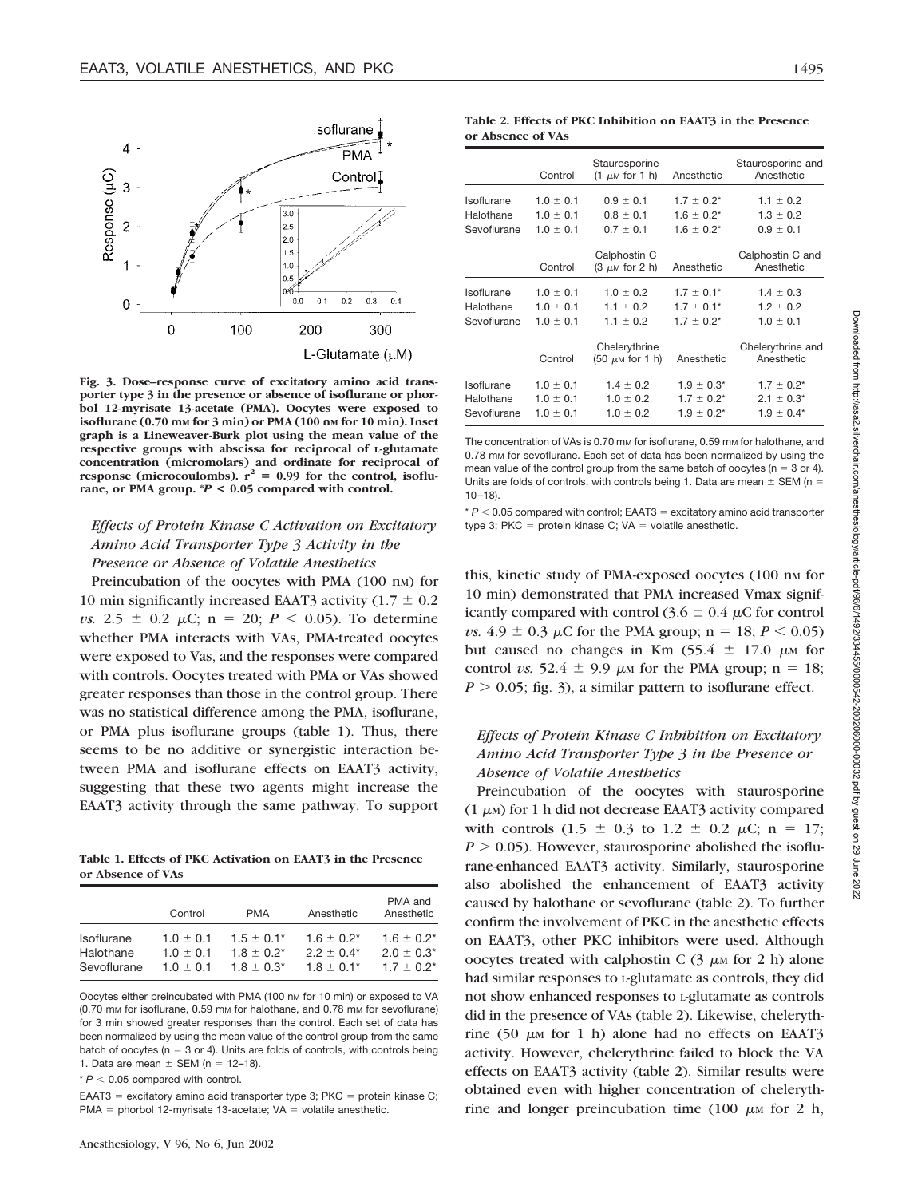Fig. 3. Dose–response curve of excitatory amino acid transporter type 3 in the presence or absence of isoflurane or phorbol 12-myrisate 13-acetate (PMA). Oocytes were exposed to isoflurane (0.70 mM for 3 min) or PMA (100 nM for 10 min). Inset graph is a Lineweaver-Burk plot using the mean value of the respective groups with abscissa for reciprocal of L-glutamate concentration (micromolars) and ordinate for reciprocal of response (microcoulombs). $r^2 = 0.99$ for the control, isoflurane, or PMA group. *$P < 0.05$ compared with control.

### *Effects of Protein Kinase C Activation on Excitatory Amino Acid Transporter Type 3 Activity in the Presence or Absence of Volatile Anesthetics*

Preincubation of the oocytes with PMA (100 nM) for 10 min significantly increased EAAT3 activity (1.7 ± 0.2 *vs.* 2.5 ± 0.2 μC; n = 20; $P < 0.05$). To determine whether PMA interacts with VAs, PMA-treated oocytes were exposed to Vas, and the responses were compared with controls. Oocytes treated with PMA or VAs showed greater responses than those in the control group. There was no statistical difference among the PMA, isoflurane, or PMA plus isoflurane groups (table 1). Thus, there seems to be no additive or synergistic interaction between PMA and isoflurane effects on EAAT3 activity, suggesting that these two agents might increase the EAAT3 activity through the same pathway. To support this, kinetic study of PMA-exposed oocytes (100 nM for 10 min) demonstrated that PMA increased Vmax significantly compared with control (3.6 ± 0.4 μC for control *vs.* 4.9 ± 0.3 μC for the PMA group; n = 18; $P < 0.05$) but caused no changes in Km (55.4 ± 17.0 μM for control *vs.* 52.4 ± 9.9 μM for the PMA group; n = 18; $P > 0.05$; fig. 3), a similar pattern to isoflurane effect.

**Table 1. Effects of PKC Activation on EAAT3 in the Presence or Absence of VAs**

| | Control | PMA | Anesthetic | PMA and Anesthetic |
|---|---|---|---|---|
| Isoflurane | 1.0 ± 0.1 | 1.5 ± 0.1* | 1.6 ± 0.2* | 1.6 ± 0.2* |
| Halothane | 1.0 ± 0.1 | 1.8 ± 0.2* | 2.2 ± 0.4* | 2.0 ± 0.3* |
| Sevoflurane | 1.0 ± 0.1 | 1.8 ± 0.3* | 1.8 ± 0.1* | 1.7 ± 0.2* |

Oocytes either preincubated with PMA (100 nM for 10 min) or exposed to VA (0.70 mM for isoflurane, 0.59 mM for halothane, and 0.78 mM for sevoflurane) for 3 min showed greater responses than the control. Each set of data has been normalized by using the mean value of the control group from the same batch of oocytes (n = 3 or 4). Units are folds of controls, with controls being 1. Data are mean ± SEM (n = 12–18).

* $P < 0.05$ compared with control.

EAAT3 = excitatory amino acid transporter type 3; PKC = protein kinase C; PMA = phorbol 12-myrisate 13-acetate; VA = volatile anesthetic.

**Table 2. Effects of PKC Inhibition on EAAT3 in the Presence or Absence of VAs**

| | Control | Staurosporine (1 μM for 1 h) | Anesthetic | Staurosporine and Anesthetic |
|---|---|---|---|---|
| Isoflurane | 1.0 ± 0.1 | 0.9 ± 0.1 | 1.7 ± 0.2* | 1.1 ± 0.2 |
| Halothane | 1.0 ± 0.1 | 0.8 ± 0.1 | 1.6 ± 0.2* | 1.3 ± 0.2 |
| Sevoflurane | 1.0 ± 0.1 | 0.7 ± 0.1 | 1.6 ± 0.2* | 0.9 ± 0.1 |
| | **Control** | **Calphostin C (3 μM for 2 h)** | **Anesthetic** | **Calphostin C and Anesthetic** |
| Isoflurane | 1.0 ± 0.1 | 1.0 ± 0.2 | 1.7 ± 0.1* | 1.4 ± 0.3 |
| Halothane | 1.0 ± 0.1 | 1.1 ± 0.2 | 1.7 ± 0.1* | 1.2 ± 0.2 |
| Sevoflurane | 1.0 ± 0.1 | 1.1 ± 0.2 | 1.7 ± 0.2* | 1.0 ± 0.1 |
| | **Control** | **Chelerythrine (50 μM for 1 h)** | **Anesthetic** | **Chelerythrine and Anesthetic** |
| Isoflurane | 1.0 ± 0.1 | 1.4 ± 0.2 | 1.9 ± 0.3* | 1.7 ± 0.2* |
| Halothane | 1.0 ± 0.1 | 1.0 ± 0.2 | 1.7 ± 0.2* | 2.1 ± 0.3* |
| Sevoflurane | 1.0 ± 0.1 | 1.0 ± 0.2 | 1.9 ± 0.2* | 1.9 ± 0.4* |

The concentration of VAs is 0.70 mM for isoflurane, 0.59 mM for halothane, and 0.78 mM for sevoflurane. Each set of data has been normalized by using the mean value of the control group from the same batch of oocytes (n = 3 or 4). Units are folds of controls, with controls being 1. Data are mean ± SEM (n = 10–18).

* $P < 0.05$ compared with control; EAAT3 = excitatory amino acid transporter type 3; PKC = protein kinase C; VA = volatile anesthetic.

### *Effects of Protein Kinase C Inhibition on Excitatory Amino Acid Transporter Type 3 in the Presence or Absence of Volatile Anesthetics*

Preincubation of the oocytes with staurosporine (1 μM) for 1 h did not decrease EAAT3 activity compared with controls (1.5 ± 0.3 to 1.2 ± 0.2 μC; n = 17; $P > 0.05$). However, staurosporine abolished the isoflurane-enhanced EAAT3 activity. Similarly, staurosporine also abolished the enhancement of EAAT3 activity caused by halothane or sevoflurane (table 2). To further confirm the involvement of PKC in the anesthetic effects on EAAT3, other PKC inhibitors were used. Although oocytes treated with calphostin C (3 μM for 2 h) alone had similar responses to L-glutamate as controls, they did not show enhanced responses to L-glutamate as controls did in the presence of VAs (table 2). Likewise, chelerythrine (50 μM for 1 h) alone had no effects on EAAT3 activity. However, chelerythrine failed to block the VA effects on EAAT3 activity (table 2). Similar results were obtained even with higher concentration of chelerythrine and longer preincubation time (100 μM for 2 h,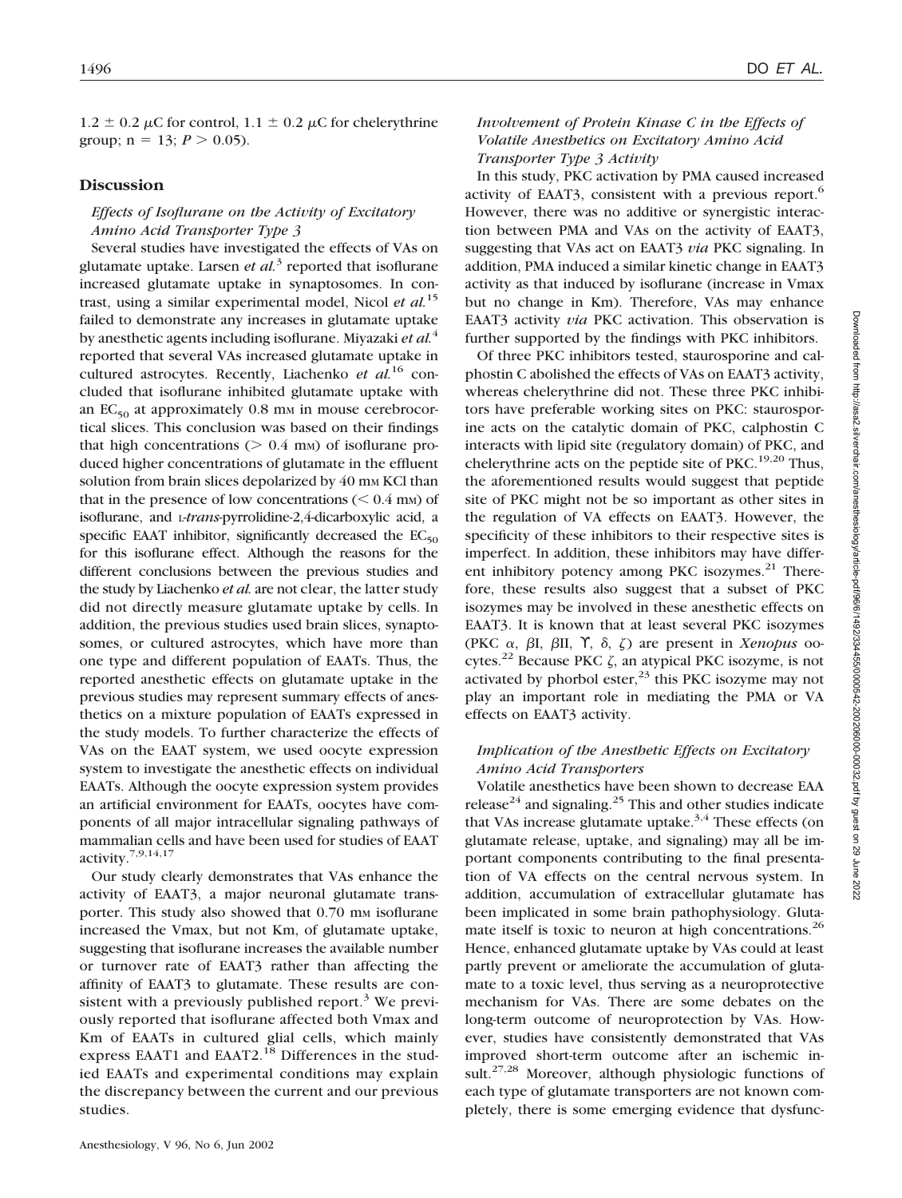1.2 ± 0.2 μC for control, 1.1 ± 0.2 μC for chelerythrine group; n = 13; $P > 0.05$).

## Discussion

### *Effects of Isoflurane on the Activity of Excitatory Amino Acid Transporter Type 3*

Several studies have investigated the effects of VAs on glutamate uptake. Larsen *et al.*[3] reported that isoflurane increased glutamate uptake in synaptosomes. In contrast, using a similar experimental model, Nicol *et al.*[15] failed to demonstrate any increases in glutamate uptake by anesthetic agents including isoflurane. Miyazaki *et al.*[4] reported that several VAs increased glutamate uptake in cultured astrocytes. Recently, Liachenko *et al.*[16] concluded that isoflurane inhibited glutamate uptake with an $EC_{50}$ at approximately 0.8 mM in mouse cerebrocortical slices. This conclusion was based on their findings that high concentrations (> 0.4 mM) of isoflurane produced higher concentrations of glutamate in the effluent solution from brain slices depolarized by 40 mM KCl than that in the presence of low concentrations (< 0.4 mM) of isoflurane, and L-*trans*-pyrrolidine-2,4-dicarboxylic acid, a specific EAAT inhibitor, significantly decreased the $EC_{50}$ for this isoflurane effect. Although the reasons for the different conclusions between the previous studies and the study by Liachenko *et al.* are not clear, the latter study did not directly measure glutamate uptake by cells. In addition, the previous studies used brain slices, synaptosomes, or cultured astrocytes, which have more than one type and different population of EAATs. Thus, the reported anesthetic effects on glutamate uptake in the previous studies may represent summary effects of anesthetics on a mixture population of EAATs expressed in the study models. To further characterize the effects of VAs on the EAAT system, we used oocyte expression system to investigate the anesthetic effects on individual EAATs. Although the oocyte expression system provides an artificial environment for EAATs, oocytes have components of all major intracellular signaling pathways of mammalian cells and have been used for studies of EAAT activity.[7,9,14,17]

Our study clearly demonstrates that VAs enhance the activity of EAAT3, a major neuronal glutamate transporter. This study also showed that 0.70 mM isoflurane increased the Vmax, but not Km, of glutamate uptake, suggesting that isoflurane increases the available number or turnover rate of EAAT3 rather than affecting the affinity of EAAT3 to glutamate. These results are consistent with a previously published report.[3] We previously reported that isoflurane affected both Vmax and Km of EAATs in cultured glial cells, which mainly express EAAT1 and EAAT2.[18] Differences in the studied EAATs and experimental conditions may explain the discrepancy between the current and our previous studies.

### *Involvement of Protein Kinase C in the Effects of Volatile Anesthetics on Excitatory Amino Acid Transporter Type 3 Activity*

In this study, PKC activation by PMA caused increased activity of EAAT3, consistent with a previous report.[6] However, there was no additive or synergistic interaction between PMA and VAs on the activity of EAAT3, suggesting that VAs act on EAAT3 *via* PKC signaling. In addition, PMA induced a similar kinetic change in EAAT3 activity as that induced by isoflurane (increase in Vmax but no change in Km). Therefore, VAs may enhance EAAT3 activity *via* PKC activation. This observation is further supported by the findings with PKC inhibitors.

Of three PKC inhibitors tested, staurosporine and calphostin C abolished the effects of VAs on EAAT3 activity, whereas chelerythrine did not. These three PKC inhibitors have preferable working sites on PKC: staurosporine acts on the catalytic domain of PKC, calphostin C interacts with lipid site (regulatory domain) of PKC, and chelerythrine acts on the peptide site of PKC.[19,20] Thus, the aforementioned results would suggest that peptide site of PKC might not be so important as other sites in the regulation of VA effects on EAAT3. However, the specificity of these inhibitors to their respective sites is imperfect. In addition, these inhibitors may have different inhibitory potency among PKC isozymes.[21] Therefore, these results also suggest that a subset of PKC isozymes may be involved in these anesthetic effects on EAAT3. It is known that at least several PKC isozymes (PKC α, βI, βII, ϒ, δ, ζ) are present in *Xenopus* oocytes.[22] Because PKC ζ, an atypical PKC isozyme, is not activated by phorbol ester,[23] this PKC isozyme may not play an important role in mediating the PMA or VA effects on EAAT3 activity.

### *Implication of the Anesthetic Effects on Excitatory Amino Acid Transporters*

Volatile anesthetics have been shown to decrease EAA release[24] and signaling.[25] This and other studies indicate that VAs increase glutamate uptake.[3,4] These effects (on glutamate release, uptake, and signaling) may all be important components contributing to the final presentation of VA effects on the central nervous system. In addition, accumulation of extracellular glutamate has been implicated in some brain pathophysiology. Glutamate itself is toxic to neuron at high concentrations.[26] Hence, enhanced glutamate uptake by VAs could at least partly prevent or ameliorate the accumulation of glutamate to a toxic level, thus serving as a neuroprotective mechanism for VAs. There are some debates on the long-term outcome of neuroprotection by VAs. However, studies have consistently demonstrated that VAs improved short-term outcome after an ischemic insult.[27,28] Moreover, although physiologic functions of each type of glutamate transporters are not known completely, there is some emerging evidence that dysfunc-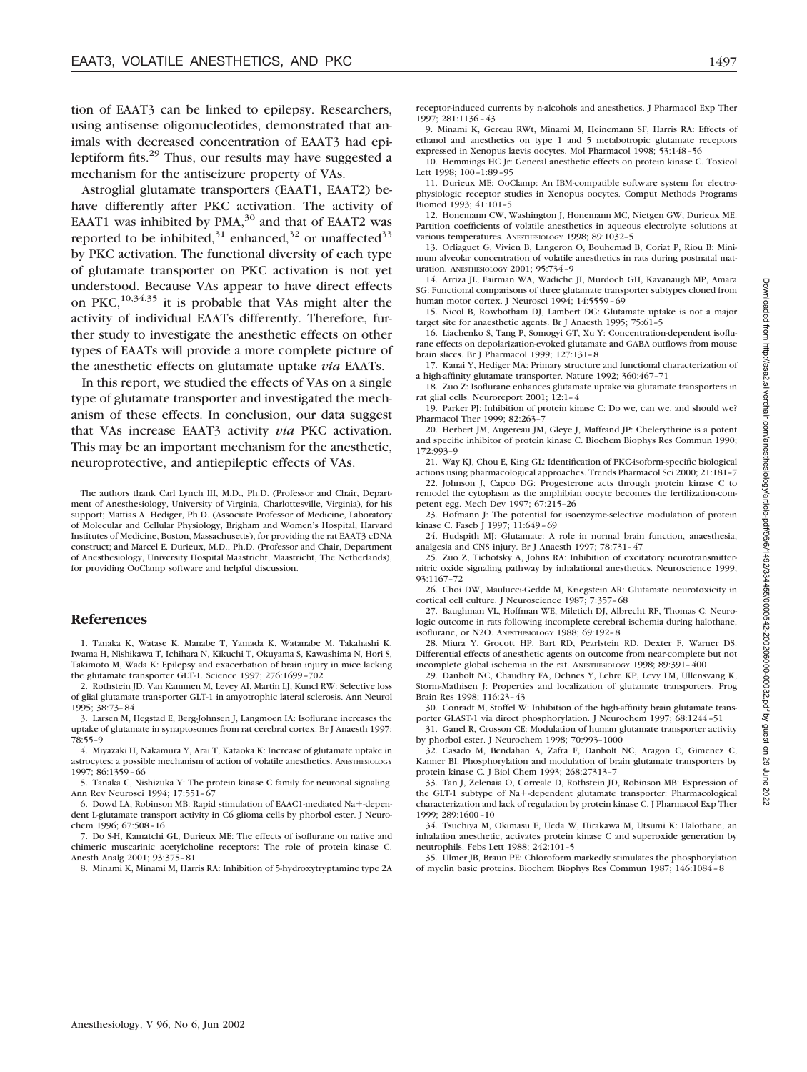tion of EAAT3 can be linked to epilepsy. Researchers, using antisense oligonucleotides, demonstrated that animals with decreased concentration of EAAT3 had epileptiform fits.[29] Thus, our results may have suggested a mechanism for the antiseizure property of VAs.

Astroglial glutamate transporters (EAAT1, EAAT2) behave differently after PKC activation. The activity of EAAT1 was inhibited by PMA,[30] and that of EAAT2 was reported to be inhibited,[31] enhanced,[32] or unaffected[33] by PKC activation. The functional diversity of each type of glutamate transporter on PKC activation is not yet understood. Because VAs appear to have direct effects on PKC,[10,34,35] it is probable that VAs might alter the activity of individual EAATs differently. Therefore, further study to investigate the anesthetic effects on other types of EAATs will provide a more complete picture of the anesthetic effects on glutamate uptake *via* EAATs.

In this report, we studied the effects of VAs on a single type of glutamate transporter and investigated the mechanism of these effects. In conclusion, our data suggest that VAs increase EAAT3 activity *via* PKC activation. This may be an important mechanism for the anesthetic, neuroprotective, and antiepileptic effects of VAs.

The authors thank Carl Lynch III, M.D., Ph.D. (Professor and Chair, Department of Anesthesiology, University of Virginia, Charlottesville, Virginia), for his support; Mattias A. Hediger, Ph.D. (Associate Professor of Medicine, Laboratory of Molecular and Cellular Physiology, Brigham and Women's Hospital, Harvard Institutes of Medicine, Boston, Massachusetts), for providing the rat EAAT3 cDNA construct; and Marcel E. Durieux, M.D., Ph.D. (Professor and Chair, Department of Anesthesiology, University Hospital Maastricht, Maastricht, The Netherlands), for providing OoClamp software and helpful discussion.

## References

1. Tanaka K, Watase K, Manabe T, Yamada K, Watanabe M, Takahashi K, Iwama H, Nishikawa T, Ichihara N, Kikuchi T, Okuyama S, Kawashima N, Hori S, Takimoto M, Wada K: Epilepsy and exacerbation of brain injury in mice lacking the glutamate transporter GLT-1. Science 1997; 276:1699–702
2. Rothstein JD, Van Kammen M, Levey AI, Martin LJ, Kuncl RW: Selective loss of glial glutamate transporter GLT-1 in amyotrophic lateral sclerosis. Ann Neurol 1995; 38:73–84
3. Larsen M, Hegstad E, Berg-Johnsen J, Langmoen IA: Isoflurane increases the uptake of glutamate in synaptosomes from rat cerebral cortex. Br J Anaesth 1997; 78:55–9
4. Miyazaki H, Nakamura Y, Arai T, Kataoka K: Increase of glutamate uptake in astrocytes: a possible mechanism of action of volatile anesthetics. Anesthesiology 1997; 86:1359–66
5. Tanaka C, Nishizuka Y: The protein kinase C family for neuronal signaling. Ann Rev Neurosci 1994; 17:551–67
6. Dowd LA, Robinson MB: Rapid stimulation of EAAC1-mediated Na+-dependent L-glutamate transport activity in C6 glioma cells by phorbol ester. J Neurochem 1996; 67:508–16
7. Do S-H, Kamatchi GL, Durieux ME: The effects of isoflurane on native and chimeric muscarinic acetylcholine receptors: The role of protein kinase C. Anesth Analg 2001; 93:375–81
8. Minami K, Minami M, Harris RA: Inhibition of 5-hydroxytryptamine type 2A receptor-induced currents by n-alcohols and anesthetics. J Pharmacol Exp Ther 1997; 281:1136–43
9. Minami K, Gereau RWt, Minami M, Heinemann SF, Harris RA: Effects of ethanol and anesthetics on type 1 and 5 metabotropic glutamate receptors expressed in Xenopus laevis oocytes. Mol Pharmacol 1998; 53:148–56
10. Hemmings HC Jr: General anesthetic effects on protein kinase C. Toxicol Lett 1998; 100–1:89–95
11. Durieux ME: OoClamp: An IBM-compatible software system for electrophysiologic receptor studies in Xenopus oocytes. Comput Methods Programs Biomed 1993; 41:101–5
12. Honemann CW, Washington J, Honemann MC, Nietgen GW, Durieux ME: Partition coefficients of volatile anesthetics in aqueous electrolyte solutions at various temperatures. Anesthesiology 1998; 89:1032–5
13. Orliaguet G, Vivien B, Langeron O, Bouhemad B, Coriat P, Riou B: Minimum alveolar concentration of volatile anesthetics in rats during postnatal maturation. Anesthesiology 2001; 95:734–9
14. Arriza JL, Fairman WA, Wadiche JI, Murdoch GH, Kavanaugh MP, Amara SG: Functional comparisons of three glutamate transporter subtypes cloned from human motor cortex. J Neurosci 1994; 14:5559–69
15. Nicol B, Rowbotham DJ, Lambert DG: Glutamate uptake is not a major target site for anaesthetic agents. Br J Anaesth 1995; 75:61–5
16. Liachenko S, Tang P, Somogyi GT, Xu Y: Concentration-dependent isoflurane effects on depolarization-evoked glutamate and GABA outflows from mouse brain slices. Br J Pharmacol 1999; 127:131–8
17. Kanai Y, Hediger MA: Primary structure and functional characterization of a high-affinity glutamate transporter. Nature 1992; 360:467–71
18. Zuo Z: Isoflurane enhances glutamate uptake via glutamate transporters in rat glial cells. Neuroreport 2001; 12:1–4
19. Parker PJ: Inhibition of protein kinase C: Do we, can we, and should we? Pharmacol Ther 1999; 82:263–7
20. Herbert JM, Augereau JM, Gleye J, Maffrand JP: Chelerythrine is a potent and specific inhibitor of protein kinase C. Biochem Biophys Res Commun 1990; 172:993–9
21. Way KJ, Chou E, King GL: Identification of PKC-isoform-specific biological actions using pharmacological approaches. Trends Pharmacol Sci 2000; 21:181–7
22. Johnson J, Capco DG: Progesterone acts through protein kinase C to remodel the cytoplasm as the amphibian oocyte becomes the fertilization-competent egg. Mech Dev 1997; 67:215–26
23. Hofmann J: The potential for isoenzyme-selective modulation of protein kinase C. Faseb J 1997; 11:649–69
24. Hudspith MJ: Glutamate: A role in normal brain function, anaesthesia, analgesia and CNS injury. Br J Anaesth 1997; 78:731–47
25. Zuo Z, Tichotsky A, Johns RA: Inhibition of excitatory neurotransmitter-nitric oxide signaling pathway by inhalational anesthetics. Neuroscience 1999; 93:1167–72
26. Choi DW, Maulucci-Gedde M, Kriegstein AR: Glutamate neurotoxicity in cortical cell culture. J Neuroscience 1987; 7:357–68
27. Baughman VL, Hoffman WE, Miletich DJ, Albrecht RF, Thomas C: Neurologic outcome in rats following incomplete cerebral ischemia during halothane, isoflurane, or N2O. Anesthesiology 1988; 69:192–8
28. Miura Y, Grocott HP, Bart RD, Pearlstein RD, Dexter F, Warner DS: Differential effects of anesthetic agents on outcome from near-complete but not incomplete global ischemia in the rat. Anesthesiology 1998; 89:391–400
29. Danbolt NC, Chaudhry FA, Dehnes Y, Lehre KP, Levy LM, Ullensvang K, Storm-Mathisen J: Properties and localization of glutamate transporters. Prog Brain Res 1998; 116:23–43
30. Conradt M, Stoffel W: Inhibition of the high-affinity brain glutamate transporter GLAST-1 via direct phosphorylation. J Neurochem 1997; 68:1244–51
31. Ganel R, Crosson CE: Modulation of human glutamate transporter activity by phorbol ester. J Neurochem 1998; 70:993–1000
32. Casado M, Bendahan A, Zafra F, Danbolt NC, Aragon C, Gimenez C, Kanner BI: Phosphorylation and modulation of brain glutamate transporters by protein kinase C. J Biol Chem 1993; 268:27313–7
33. Tan J, Zelenaia O, Correale D, Rothstein JD, Robinson MB: Expression of the GLT-1 subtype of Na+-dependent glutamate transporter: Pharmacological characterization and lack of regulation by protein kinase C. J Pharmacol Exp Ther 1999; 289:1600–10
34. Tsuchiya M, Okimasu E, Ueda W, Hirakawa M, Utsumi K: Halothane, an inhalation anesthetic, activates protein kinase C and superoxide generation by neutrophils. Febs Lett 1988; 242:101–5
35. Ulmer JB, Braun PE: Chloroform markedly stimulates the phosphorylation of myelin basic proteins. Biochem Biophys Res Commun 1987; 146:1084–8